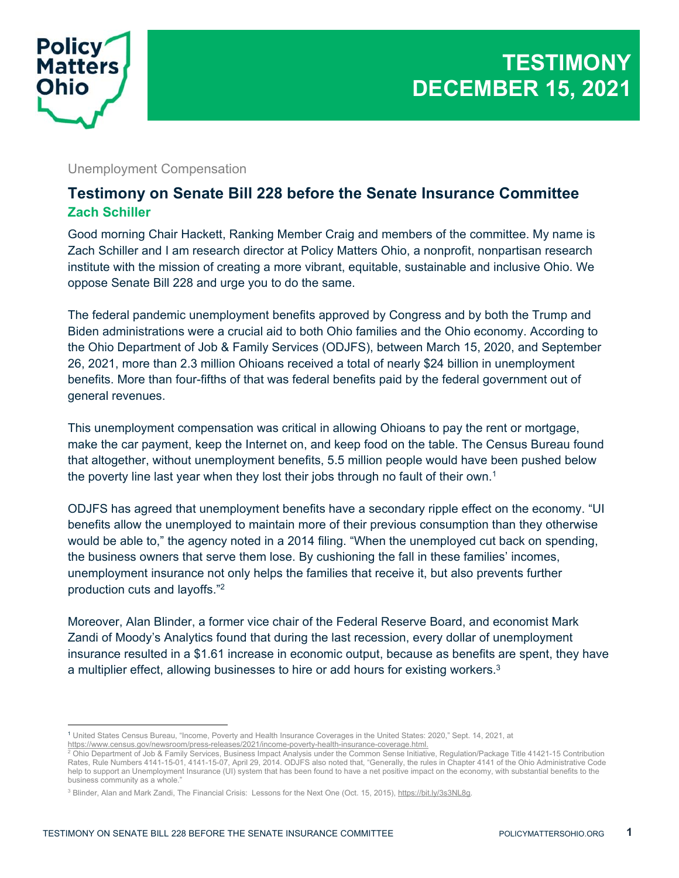# TESTIMONY DECEMBER 15, 2021

Unemployment Compensation

## Testimony on Senate Bill 228 before the Senate Insurance Committee

**Zach Schiller**

Good morning Chair Hackett, Ranking Member Craig and members of the committee. My name is Zach Schiller and I am research director at Policy Matters Ohio, a nonprofit, nonpartisan research institute with the mission of creating a more vibrant, equitable, sustainable and inclusive Ohio. We oppose Senate Bill 228 and urge you to do the same.

The federal pandemic unemployment benefits approved by Congress and by both the Trump and Biden administrations were a crucial aid to both Ohio families and the Ohio economy. According to the Ohio Department of Job & Family Services (ODJFS), between March 15, 2020, and September 26, 2021, more than 2.3 million Ohioans received a total of nearly $24 billion in unemployment benefits. More than four-fifths of that was federal benefits paid by the federal government out of general revenues.

This unemployment compensation was critical in allowing Ohioans to pay the rent or mortgage, make the car payment, keep the Internet on, and keep food on the table. The Census Bureau found that altogether, without unemployment benefits, 5.5 million people would have been pushed below the poverty line last year when they lost their jobs through no fault of their own.[1]

ODJFS has agreed that unemployment benefits have a secondary ripple effect on the economy. "UI benefits allow the unemployed to maintain more of their previous consumption than they otherwise would be able to," the agency noted in a 2014 filing. "When the unemployed cut back on spending, the business owners that serve them lose. By cushioning the fall in these families' incomes, unemployment insurance not only helps the families that receive it, but also prevents further production cuts and layoffs."[2]

Moreover, Alan Blinder, a former vice chair of the Federal Reserve Board, and economist Mark Zandi of Moody's Analytics found that during the last recession, every dollar of unemployment insurance resulted in a $1.61 increase in economic output, because as benefits are spent, they have a multiplier effect, allowing businesses to hire or add hours for existing workers.[3]

---

[1] United States Census Bureau, "Income, Poverty and Health Insurance Coverages in the United States: 2020," Sept. 14, 2021, at https://www.census.gov/newsroom/press-releases/2021/income-poverty-health-insurance-coverage.html.

[2] Ohio Department of Job & Family Services, Business Impact Analysis under the Common Sense Initiative, Regulation/Package Title 41421-15 Contribution Rates, Rule Numbers 4141-15-01, 4141-15-07, April 29, 2014. ODJFS also noted that, "Generally, the rules in Chapter 4141 of the Ohio Administrative Code help to support an Unemployment Insurance (UI) system that has been found to have a net positive impact on the economy, with substantial benefits to the business community as a whole."

[3] Blinder, Alan and Mark Zandi, The Financial Crisis: Lessons for the Next One (Oct. 15, 2015), https://bit.ly/3s3NL8g.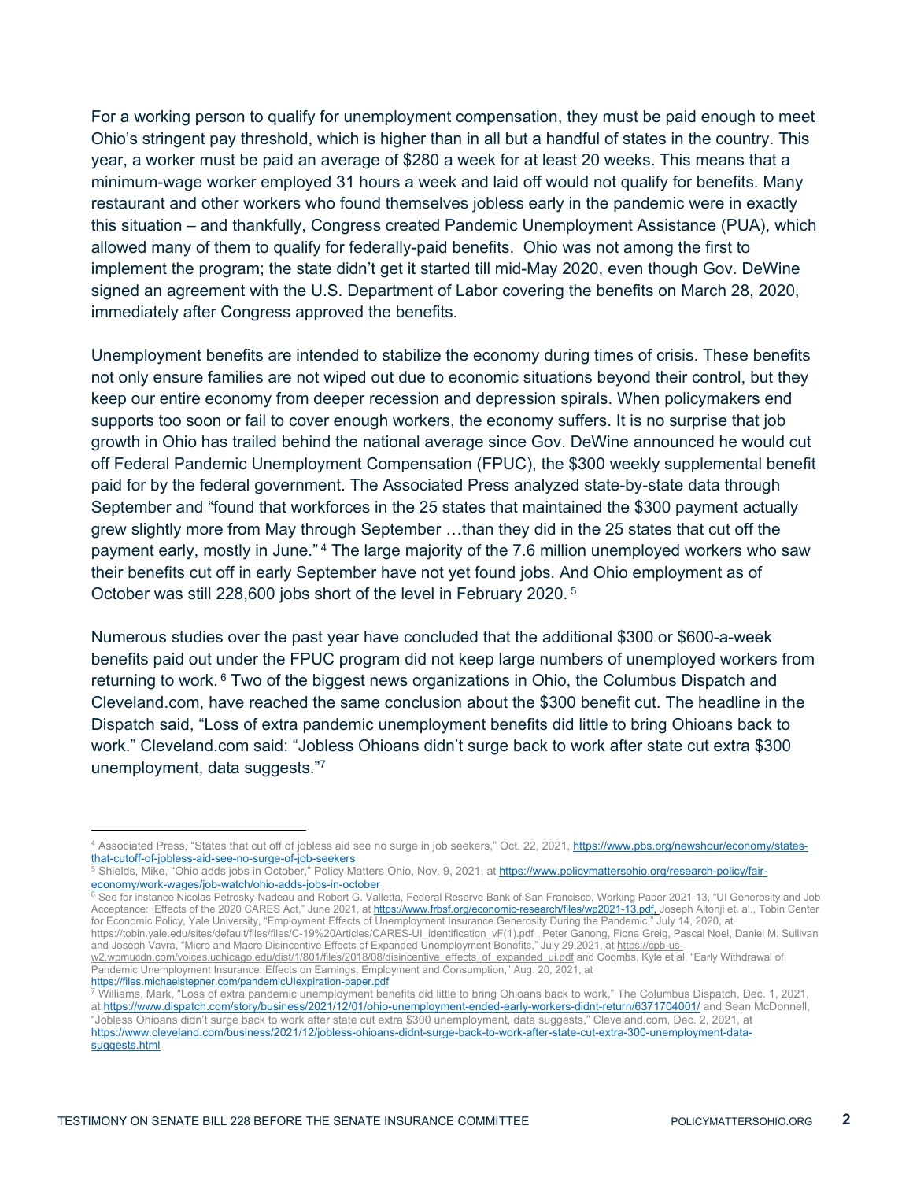For a working person to qualify for unemployment compensation, they must be paid enough to meet Ohio's stringent pay threshold, which is higher than in all but a handful of states in the country. This year, a worker must be paid an average of $280 a week for at least 20 weeks. This means that a minimum-wage worker employed 31 hours a week and laid off would not qualify for benefits. Many restaurant and other workers who found themselves jobless early in the pandemic were in exactly this situation – and thankfully, Congress created Pandemic Unemployment Assistance (PUA), which allowed many of them to qualify for federally-paid benefits. Ohio was not among the first to implement the program; the state didn't get it started till mid-May 2020, even though Gov. DeWine signed an agreement with the U.S. Department of Labor covering the benefits on March 28, 2020, immediately after Congress approved the benefits.

Unemployment benefits are intended to stabilize the economy during times of crisis. These benefits not only ensure families are not wiped out due to economic situations beyond their control, but they keep our entire economy from deeper recession and depression spirals. When policymakers end supports too soon or fail to cover enough workers, the economy suffers. It is no surprise that job growth in Ohio has trailed behind the national average since Gov. DeWine announced he would cut off Federal Pandemic Unemployment Compensation (FPUC), the $300 weekly supplemental benefit paid for by the federal government. The Associated Press analyzed state-by-state data through September and "found that workforces in the 25 states that maintained the $300 payment actually grew slightly more from May through September …than they did in the 25 states that cut off the payment early, mostly in June." [4] The large majority of the 7.6 million unemployed workers who saw their benefits cut off in early September have not yet found jobs. And Ohio employment as of October was still 228,600 jobs short of the level in February 2020. [5]

Numerous studies over the past year have concluded that the additional $300 or $600-a-week benefits paid out under the FPUC program did not keep large numbers of unemployed workers from returning to work. [6] Two of the biggest news organizations in Ohio, the Columbus Dispatch and Cleveland.com, have reached the same conclusion about the $300 benefit cut. The headline in the Dispatch said, "Loss of extra pandemic unemployment benefits did little to bring Ohioans back to work." Cleveland.com said: "Jobless Ohioans didn't surge back to work after state cut extra $300 unemployment, data suggests."[7]

---

[4] Associated Press, "States that cut off of jobless aid see no surge in job seekers," Oct. 22, 2021, https://www.pbs.org/newshour/economy/states-that-cutoff-of-jobless-aid-see-no-surge-of-job-seekers

[5] Shields, Mike, "Ohio adds jobs in October," Policy Matters Ohio, Nov. 9, 2021, at https://www.policymattersohio.org/research-policy/fair-economy/work-wages/job-watch/ohio-adds-jobs-in-october

[6] See for instance Nicolas Petrosky-Nadeau and Robert G. Valletta, Federal Reserve Bank of San Francisco, Working Paper 2021-13, "UI Generosity and Job Acceptance: Effects of the 2020 CARES Act," June 2021, at https://www.frbsf.org/economic-research/files/wp2021-13.pdf, Joseph Altonji et. al., Tobin Center for Economic Policy, Yale University, "Employment Effects of Unemployment Insurance Generosity During the Pandemic," July 14, 2020, at https://tobin.yale.edu/sites/default/files/files/C-19%20Articles/CARES-UI_identification_vF(1).pdf , Peter Ganong, Fiona Greig, Pascal Noel, Daniel M. Sullivan and Joseph Vavra, "Micro and Macro Disincentive Effects of Expanded Unemployment Benefits," July 29,2021, at https://cpb-us-w2.wpmucdn.com/voices.uchicago.edu/dist/1/801/files/2018/08/disincentive_effects_of_expanded_ui.pdf and Coombs, Kyle et al, "Early Withdrawal of Pandemic Unemployment Insurance: Effects on Earnings, Employment and Consumption," Aug. 20, 2021, at https://files.michaelstepner.com/pandemicUIexpiration-paper.pdf

[7] Williams, Mark, "Loss of extra pandemic unemployment benefits did little to bring Ohioans back to work," The Columbus Dispatch, Dec. 1, 2021, at https://www.dispatch.com/story/business/2021/12/01/ohio-unemployment-ended-early-workers-didnt-return/6371704001/ and Sean McDonnell, "Jobless Ohioans didn't surge back to work after state cut extra $300 unemployment, data suggests," Cleveland.com, Dec. 2, 2021, at https://www.cleveland.com/business/2021/12/jobless-ohioans-didnt-surge-back-to-work-after-state-cut-extra-300-unemployment-data-suggests.html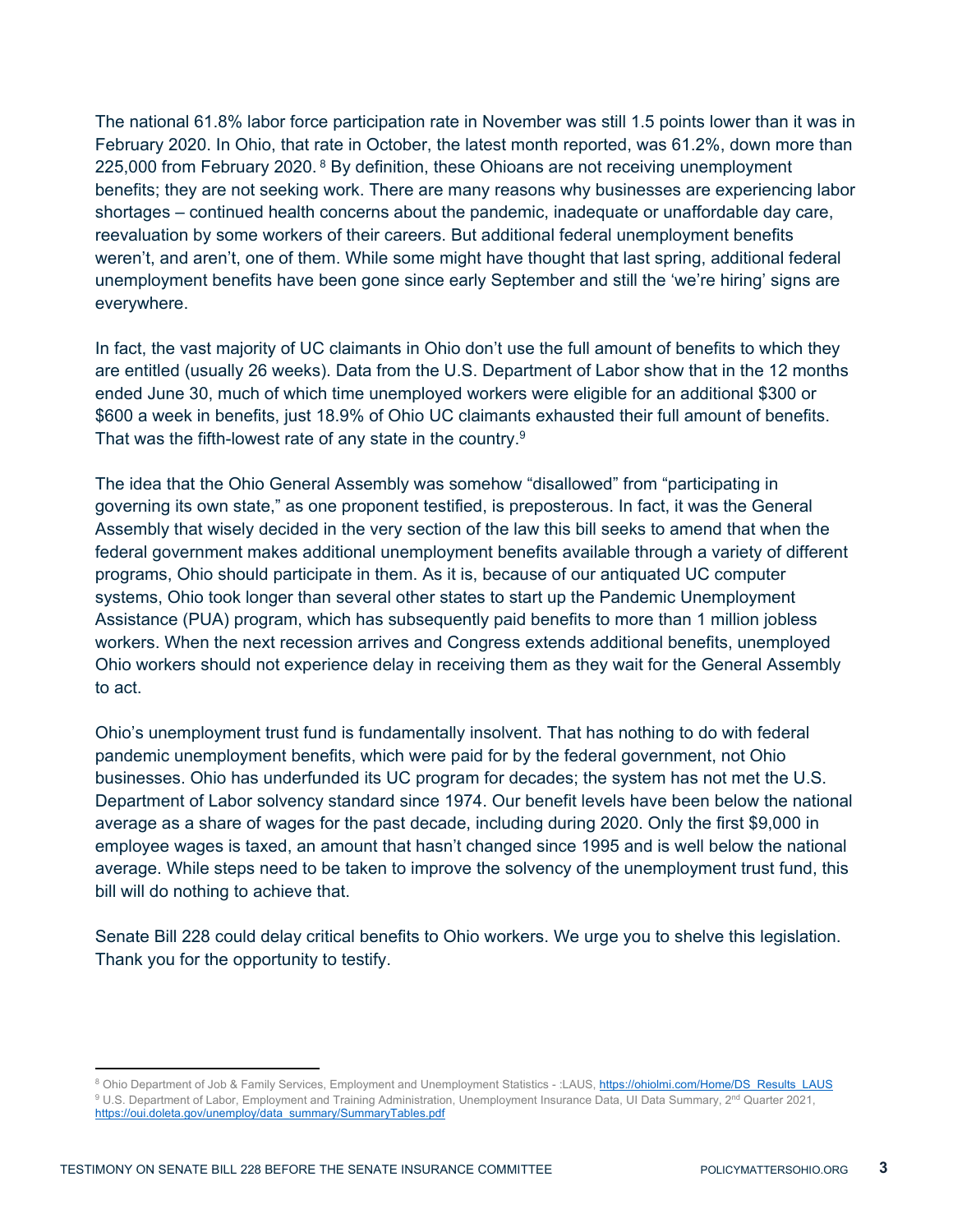The national 61.8% labor force participation rate in November was still 1.5 points lower than it was in February 2020. In Ohio, that rate in October, the latest month reported, was 61.2%, down more than 225,000 from February 2020.[8] By definition, these Ohioans are not receiving unemployment benefits; they are not seeking work. There are many reasons why businesses are experiencing labor shortages – continued health concerns about the pandemic, inadequate or unaffordable day care, reevaluation by some workers of their careers. But additional federal unemployment benefits weren't, and aren't, one of them. While some might have thought that last spring, additional federal unemployment benefits have been gone since early September and still the 'we're hiring' signs are everywhere.

In fact, the vast majority of UC claimants in Ohio don't use the full amount of benefits to which they are entitled (usually 26 weeks). Data from the U.S. Department of Labor show that in the 12 months ended June 30, much of which time unemployed workers were eligible for an additional $300 or $600 a week in benefits, just 18.9% of Ohio UC claimants exhausted their full amount of benefits. That was the fifth-lowest rate of any state in the country.[9]

The idea that the Ohio General Assembly was somehow "disallowed" from "participating in governing its own state," as one proponent testified, is preposterous. In fact, it was the General Assembly that wisely decided in the very section of the law this bill seeks to amend that when the federal government makes additional unemployment benefits available through a variety of different programs, Ohio should participate in them. As it is, because of our antiquated UC computer systems, Ohio took longer than several other states to start up the Pandemic Unemployment Assistance (PUA) program, which has subsequently paid benefits to more than 1 million jobless workers. When the next recession arrives and Congress extends additional benefits, unemployed Ohio workers should not experience delay in receiving them as they wait for the General Assembly to act.

Ohio's unemployment trust fund is fundamentally insolvent. That has nothing to do with federal pandemic unemployment benefits, which were paid for by the federal government, not Ohio businesses. Ohio has underfunded its UC program for decades; the system has not met the U.S. Department of Labor solvency standard since 1974. Our benefit levels have been below the national average as a share of wages for the past decade, including during 2020. Only the first $9,000 in employee wages is taxed, an amount that hasn't changed since 1995 and is well below the national average. While steps need to be taken to improve the solvency of the unemployment trust fund, this bill will do nothing to achieve that.

Senate Bill 228 could delay critical benefits to Ohio workers. We urge you to shelve this legislation. Thank you for the opportunity to testify.

---

[8] Ohio Department of Job & Family Services, Employment and Unemployment Statistics - :LAUS, https://ohiolmi.com/Home/DS_Results_LAUS

[9] U.S. Department of Labor, Employment and Training Administration, Unemployment Insurance Data, UI Data Summary, 2nd Quarter 2021, https://oui.doleta.gov/unemploy/data_summary/SummaryTables.pdf